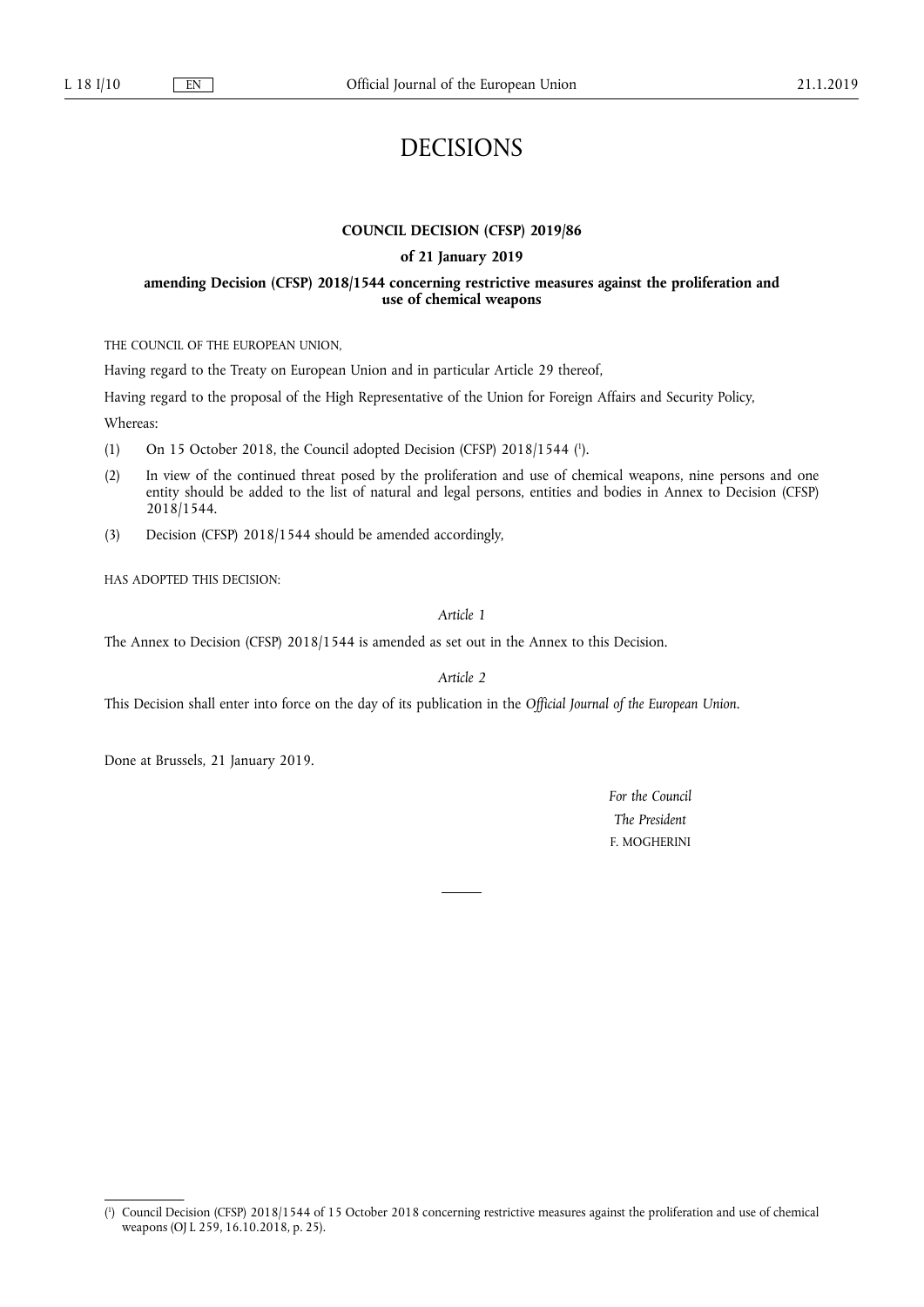# DECISIONS

**COUNCIL DECISION (CFSP) 2019/86**

**of 21 January 2019**

**amending Decision (CFSP) 2018/1544 concerning restrictive measures against the proliferation and use of chemical weapons**

THE COUNCIL OF THE EUROPEAN UNION,

Having regard to the Treaty on European Union and in particular Article 29 thereof,

Having regard to the proposal of the High Representative of the Union for Foreign Affairs and Security Policy,

Whereas:

(1) On 15 October 2018, the Council adopted Decision (CFSP) 2018/1544 [1].

(2) In view of the continued threat posed by the proliferation and use of chemical weapons, nine persons and one entity should be added to the list of natural and legal persons, entities and bodies in Annex to Decision (CFSP) 2018/1544.

(3) Decision (CFSP) 2018/1544 should be amended accordingly,

HAS ADOPTED THIS DECISION:

*Article 1*

The Annex to Decision (CFSP) 2018/1544 is amended as set out in the Annex to this Decision.

*Article 2*

This Decision shall enter into force on the day of its publication in the *Official Journal of the European Union*.

Done at Brussels, 21 January 2019.

*For the Council*

*The President*

F. MOGHERINI

---

[1] Council Decision (CFSP) 2018/1544 of 15 October 2018 concerning restrictive measures against the proliferation and use of chemical weapons (OJ L 259, 16.10.2018, p. 25).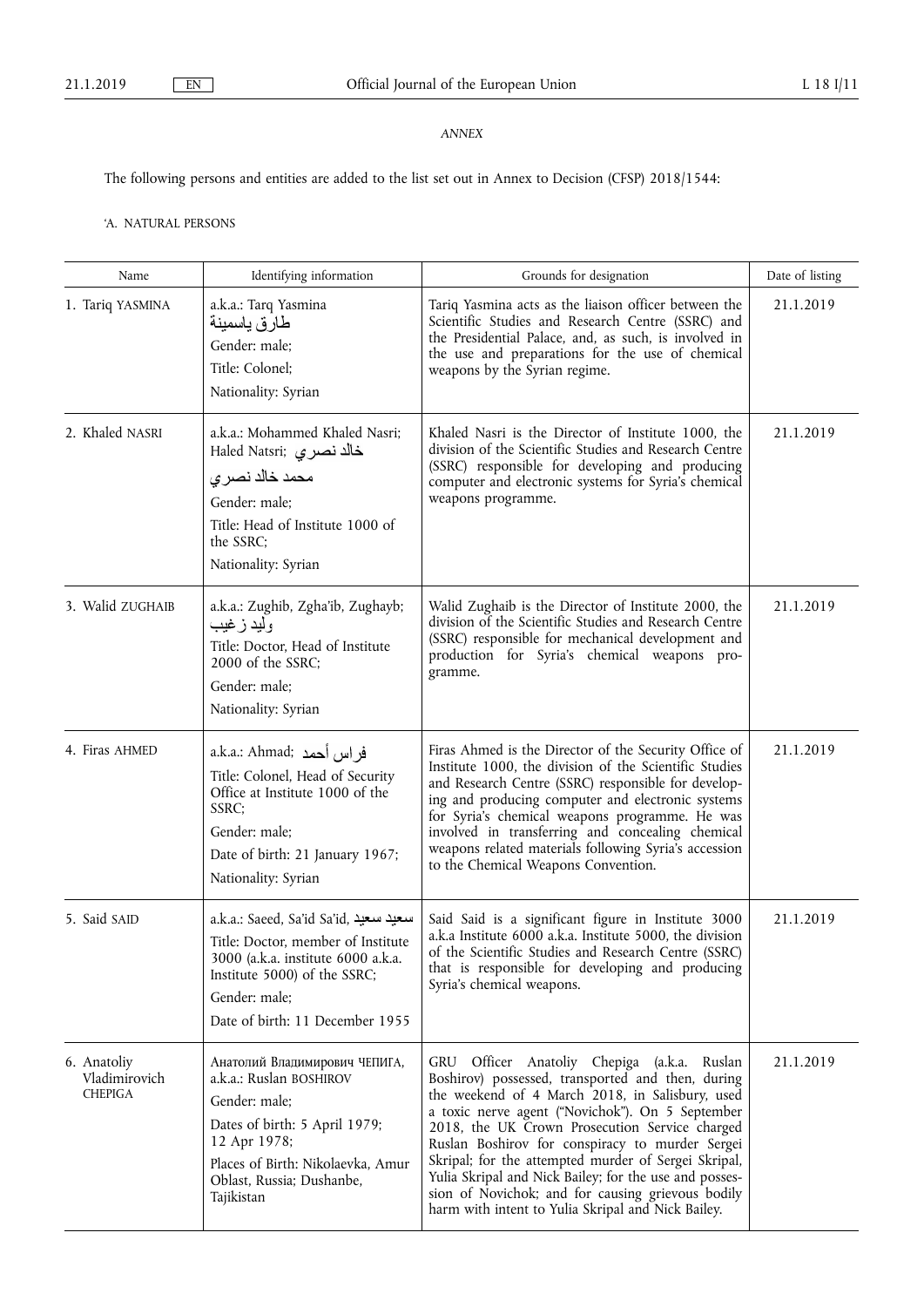*ANNEX*

The following persons and entities are added to the list set out in Annex to Decision (CFSP) 2018/1544:

'A. NATURAL PERSONS

| Name | Identifying information | Grounds for designation | Date of listing |
|---|---|---|---|
| 1. Tariq YASMINA | a.k.a.: Tarq Yasmina<br>طارق ياسمينة<br>Gender: male;<br>Title: Colonel;<br>Nationality: Syrian | Tariq Yasmina acts as the liaison officer between the Scientific Studies and Research Centre (SSRC) and the Presidential Palace, and, as such, is involved in the use and preparations for the use of chemical weapons by the Syrian regime. | 21.1.2019 |
| 2. Khaled NASRI | a.k.a.: Mohammed Khaled Nasri; Haled Natsri; خالد نصري<br>محمد خالد نصري<br>Gender: male;<br>Title: Head of Institute 1000 of the SSRC;<br>Nationality: Syrian | Khaled Nasri is the Director of Institute 1000, the division of the Scientific Studies and Research Centre (SSRC) responsible for developing and producing computer and electronic systems for Syria's chemical weapons programme. | 21.1.2019 |
| 3. Walid ZUGHAIB | a.k.a.: Zughib, Zgha'ib, Zughayb;<br>وليد زغيب<br>Title: Doctor, Head of Institute 2000 of the SSRC;<br>Gender: male;<br>Nationality: Syrian | Walid Zughaib is the Director of Institute 2000, the division of the Scientific Studies and Research Centre (SSRC) responsible for mechanical development and production for Syria's chemical weapons programme. | 21.1.2019 |
| 4. Firas AHMED | a.k.a.: Ahmad; فراس أحمد<br>Title: Colonel, Head of Security Office at Institute 1000 of the SSRC;<br>Gender: male;<br>Date of birth: 21 January 1967;<br>Nationality: Syrian | Firas Ahmed is the Director of the Security Office of Institute 1000, the division of the Scientific Studies and Research Centre (SSRC) responsible for developing and producing computer and electronic systems for Syria's chemical weapons programme. He was involved in transferring and concealing chemical weapons related materials following Syria's accession to the Chemical Weapons Convention. | 21.1.2019 |
| 5. Said SAID | a.k.a.: Saeed, Sa'id Sa'id, سعيد سعيد<br>Title: Doctor, member of Institute 3000 (a.k.a. institute 6000 a.k.a. Institute 5000) of the SSRC;<br>Gender: male;<br>Date of birth: 11 December 1955 | Said Said is a significant figure in Institute 3000 a.k.a Institute 6000 a.k.a. Institute 5000, the division of the Scientific Studies and Research Centre (SSRC) that is responsible for developing and producing Syria's chemical weapons. | 21.1.2019 |
| 6. Anatoliy Vladimirovich CHEPIGA | Анатолий Владимирович ЧЕПИГА, a.k.a.: Ruslan BOSHIROV<br>Gender: male;<br>Dates of birth: 5 April 1979; 12 Apr 1978;<br>Places of Birth: Nikolaevka, Amur Oblast, Russia; Dushanbe, Tajikistan | GRU Officer Anatoliy Chepiga (a.k.a. Ruslan Boshirov) possessed, transported and then, during the weekend of 4 March 2018, in Salisbury, used a toxic nerve agent ("Novichok"). On 5 September 2018, the UK Crown Prosecution Service charged Ruslan Boshirov for conspiracy to murder Sergei Skripal; for the attempted murder of Sergei Skripal, Yulia Skripal and Nick Bailey; for the use and possession of Novichok; and for causing grievous bodily harm with intent to Yulia Skripal and Nick Bailey. | 21.1.2019 |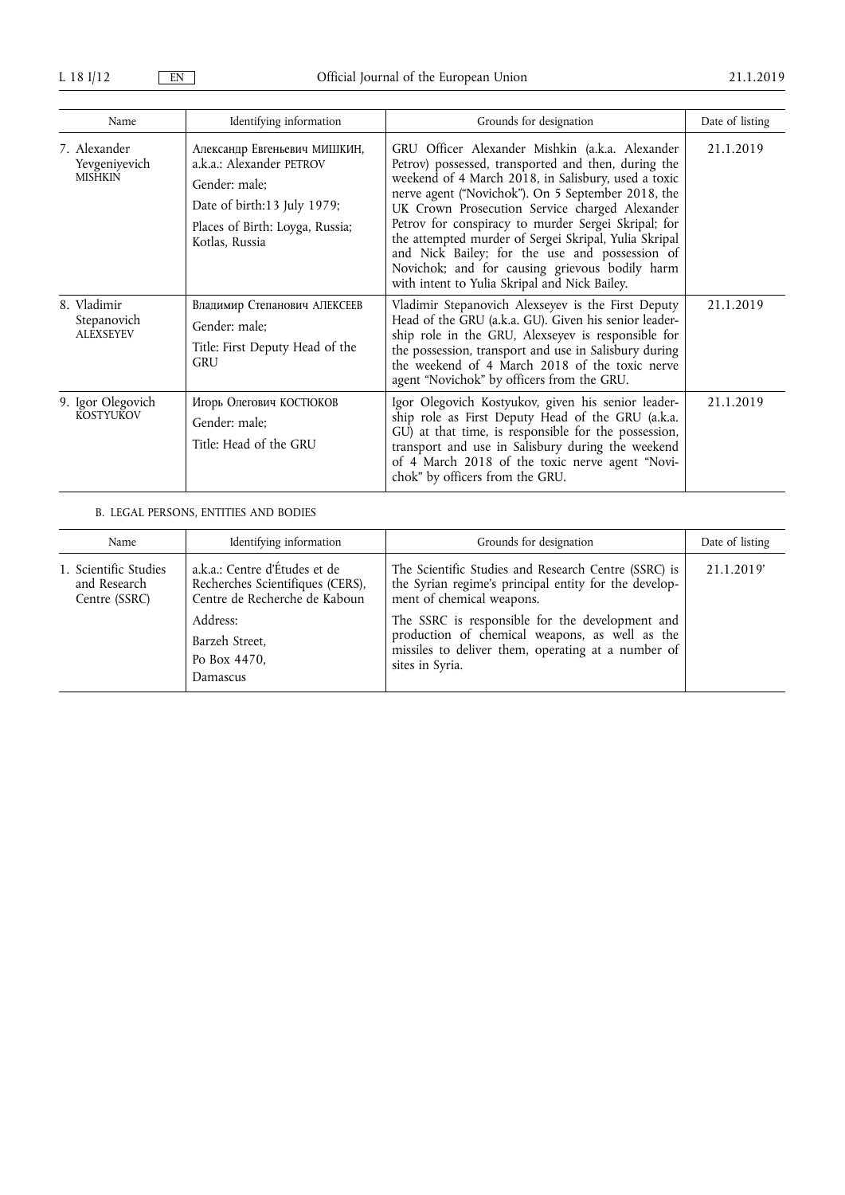| Name | Identifying information | Grounds for designation | Date of listing |
|---|---|---|---|
| 7. Alexander Yevgeniyevich MISHKIN | Александр Евгеньевич МИШКИН, a.k.a.: Alexander PETROV<br>Gender: male;<br>Date of birth:13 July 1979;<br>Places of Birth: Loyga, Russia; Kotlas, Russia | GRU Officer Alexander Mishkin (a.k.a. Alexander Petrov) possessed, transported and then, during the weekend of 4 March 2018, in Salisbury, used a toxic nerve agent ("Novichok"). On 5 September 2018, the UK Crown Prosecution Service charged Alexander Petrov for conspiracy to murder Sergei Skripal; for the attempted murder of Sergei Skripal, Yulia Skripal and Nick Bailey; for the use and possession of Novichok; and for causing grievous bodily harm with intent to Yulia Skripal and Nick Bailey. | 21.1.2019 |
| 8. Vladimir Stepanovich ALEXSEYEV | Владимир Степанович АЛЕКСЕЕВ<br>Gender: male;<br>Title: First Deputy Head of the GRU | Vladimir Stepanovich Alexseyev is the First Deputy Head of the GRU (a.k.a. GU). Given his senior leadership role in the GRU, Alexseyev is responsible for the possession, transport and use in Salisbury during the weekend of 4 March 2018 of the toxic nerve agent "Novichok" by officers from the GRU. | 21.1.2019 |
| 9. Igor Olegovich KOSTYUKOV | Игорь Олегович КОСТЮКОВ<br>Gender: male;<br>Title: Head of the GRU | Igor Olegovich Kostyukov, given his senior leadership role as First Deputy Head of the GRU (a.k.a. GU) at that time, is responsible for the possession, transport and use in Salisbury during the weekend of 4 March 2018 of the toxic nerve agent "Novichok" by officers from the GRU. | 21.1.2019 |

B. LEGAL PERSONS, ENTITIES AND BODIES

| Name | Identifying information | Grounds for designation | Date of listing |
|---|---|---|---|
| 1. Scientific Studies and Research Centre (SSRC) | a.k.a.: Centre d'Études et de Recherches Scientifiques (CERS), Centre de Recherche de Kaboun<br>Address:<br>Barzeh Street,<br>Po Box 4470,<br>Damascus | The Scientific Studies and Research Centre (SSRC) is the Syrian regime's principal entity for the development of chemical weapons.<br>The SSRC is responsible for the development and production of chemical weapons, as well as the missiles to deliver them, operating at a number of sites in Syria. | 21.1.2019' |